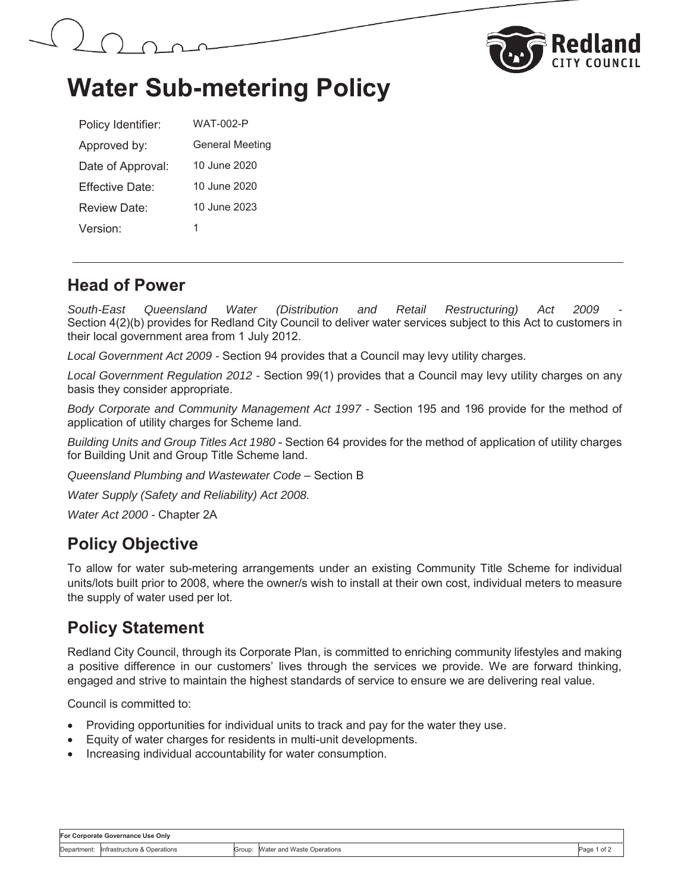# Water Sub-metering Policy

| | |
|---|---|
| Policy Identifier: | WAT-002-P |
| Approved by: | General Meeting |
| Date of Approval: | 10 June 2020 |
| Effective Date: | 10 June 2020 |
| Review Date: | 10 June 2023 |
| Version: | 1 |

## Head of Power

*South-East Queensland Water (Distribution and Retail Restructuring) Act 2009* - Section 4(2)(b) provides for Redland City Council to deliver water services subject to this Act to customers in their local government area from 1 July 2012.

*Local Government Act 2009* - Section 94 provides that a Council may levy utility charges.

*Local Government Regulation 2012* - Section 99(1) provides that a Council may levy utility charges on any basis they consider appropriate.

*Body Corporate and Community Management Act 1997* - Section 195 and 196 provide for the method of application of utility charges for Scheme land.

*Building Units and Group Titles Act 1980* - Section 64 provides for the method of application of utility charges for Building Unit and Group Title Scheme land.

*Queensland Plumbing and Wastewater Code* – Section B

*Water Supply (Safety and Reliability) Act 2008.*

*Water Act 2000* - Chapter 2A

## Policy Objective

To allow for water sub-metering arrangements under an existing Community Title Scheme for individual units/lots built prior to 2008, where the owner/s wish to install at their own cost, individual meters to measure the supply of water used per lot.

## Policy Statement

Redland City Council, through its Corporate Plan, is committed to enriching community lifestyles and making a positive difference in our customers' lives through the services we provide. We are forward thinking, engaged and strive to maintain the highest standards of service to ensure we are delivering real value.

Council is committed to:

- Providing opportunities for individual units to track and pay for the water they use.
- Equity of water charges for residents in multi-unit developments.
- Increasing individual accountability for water consumption.

| For Corporate Governance Use Only | | | |
|---|---|---|---|
| Department: | Infrastructure & Operations | Group: | Water and Waste Operations |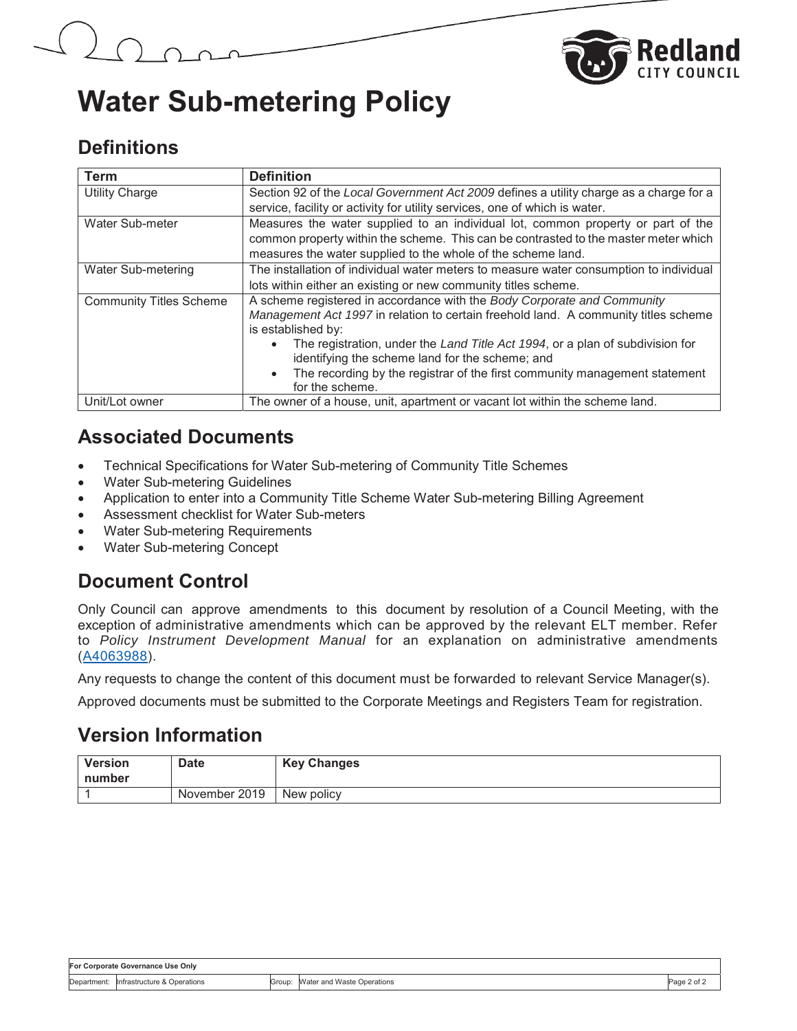# Water Sub-metering Policy

## Definitions

| Term | Definition |
|---|---|
| Utility Charge | Section 92 of the *Local Government Act 2009* defines a utility charge as a charge for a service, facility or activity for utility services, one of which is water. |
| Water Sub-meter | Measures the water supplied to an individual lot, common property or part of the common property within the scheme. This can be contrasted to the master meter which measures the water supplied to the whole of the scheme land. |
| Water Sub-metering | The installation of individual water meters to measure water consumption to individual lots within either an existing or new community titles scheme. |
| Community Titles Scheme | A scheme registered in accordance with the *Body Corporate and Community Management Act 1997* in relation to certain freehold land. A community titles scheme is established by: <br>• The registration, under the *Land Title Act 1994*, or a plan of subdivision for identifying the scheme land for the scheme; and <br>• The recording by the registrar of the first community management statement for the scheme. |
| Unit/Lot owner | The owner of a house, unit, apartment or vacant lot within the scheme land. |

## Associated Documents

- Technical Specifications for Water Sub-metering of Community Title Schemes
- Water Sub-metering Guidelines
- Application to enter into a Community Title Scheme Water Sub-metering Billing Agreement
- Assessment checklist for Water Sub-meters
- Water Sub-metering Requirements
- Water Sub-metering Concept

## Document Control

Only Council can approve amendments to this document by resolution of a Council Meeting, with the exception of administrative amendments which can be approved by the relevant ELT member. Refer to *Policy Instrument Development Manual* for an explanation on administrative amendments (A4063988).

Any requests to change the content of this document must be forwarded to relevant Service Manager(s).

Approved documents must be submitted to the Corporate Meetings and Registers Team for registration.

## Version Information

| Version number | Date | Key Changes |
|---|---|---|
| 1 | November 2019 | New policy |

| For Corporate Governance Use Only | | | |
|---|---|---|---|
| Department: | Infrastructure & Operations | Group: | Water and Waste Operations |